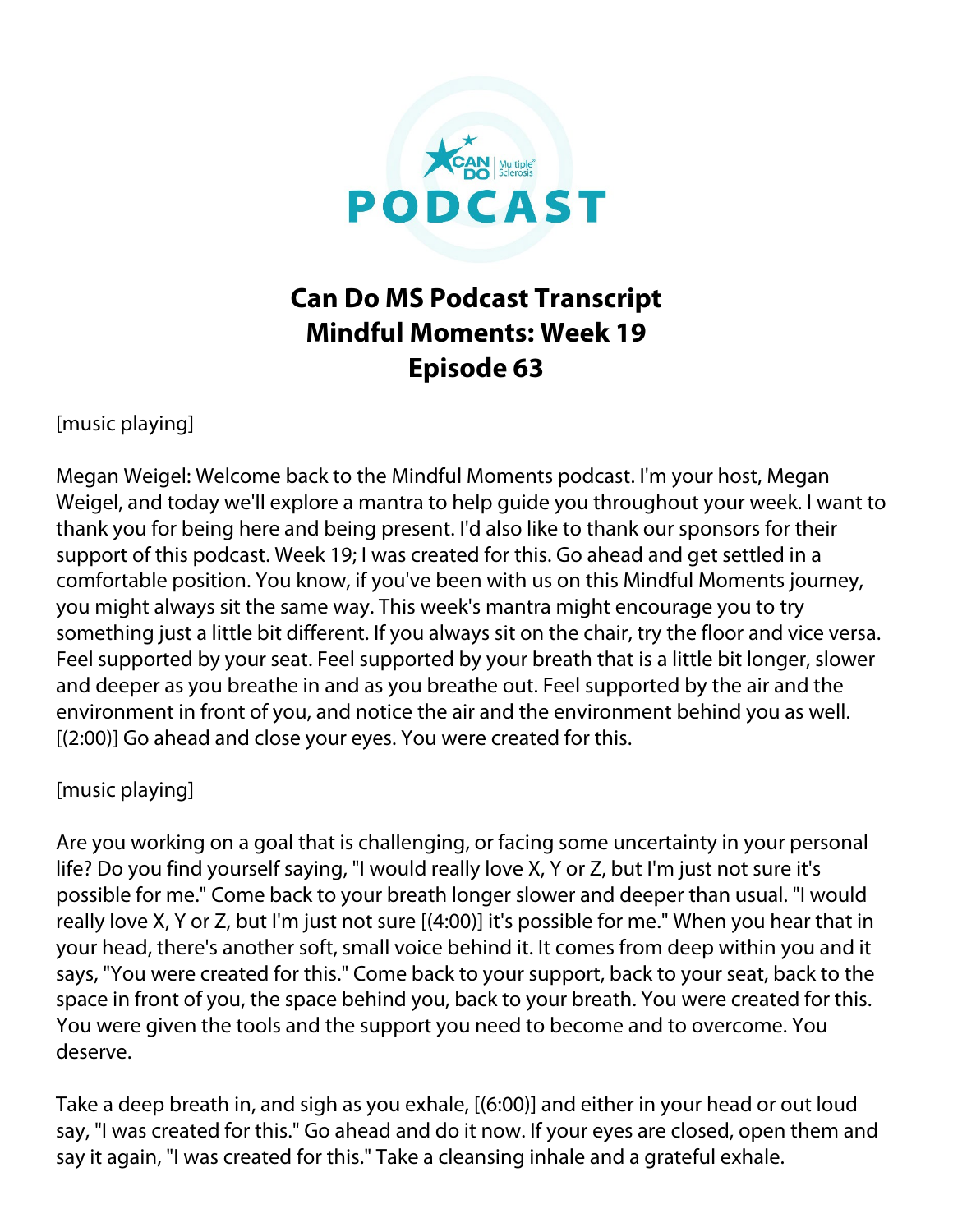# Can Do MS Podcast Transcript
# Mindful Moments: Week 19
# Episode 63

[music playing]

Megan Weigel: Welcome back to the Mindful Moments podcast. I'm your host, Megan Weigel, and today we'll explore a mantra to help guide you throughout your week. I want to thank you for being here and being present. I'd also like to thank our sponsors for their support of this podcast. Week 19; I was created for this. Go ahead and get settled in a comfortable position. You know, if you've been with us on this Mindful Moments journey, you might always sit the same way. This week's mantra might encourage you to try something just a little bit different. If you always sit on the chair, try the floor and vice versa. Feel supported by your seat. Feel supported by your breath that is a little bit longer, slower and deeper as you breathe in and as you breathe out. Feel supported by the air and the environment in front of you, and notice the air and the environment behind you as well. [(2:00)] Go ahead and close your eyes. You were created for this.

[music playing]

Are you working on a goal that is challenging, or facing some uncertainty in your personal life? Do you find yourself saying, "I would really love X, Y or Z, but I'm just not sure it's possible for me." Come back to your breath longer slower and deeper than usual. "I would really love X, Y or Z, but I'm just not sure [(4:00)] it's possible for me." When you hear that in your head, there's another soft, small voice behind it. It comes from deep within you and it says, "You were created for this." Come back to your support, back to your seat, back to the space in front of you, the space behind you, back to your breath. You were created for this. You were given the tools and the support you need to become and to overcome. You deserve.

Take a deep breath in, and sigh as you exhale, [(6:00)] and either in your head or out loud say, "I was created for this." Go ahead and do it now. If your eyes are closed, open them and say it again, "I was created for this." Take a cleansing inhale and a grateful exhale.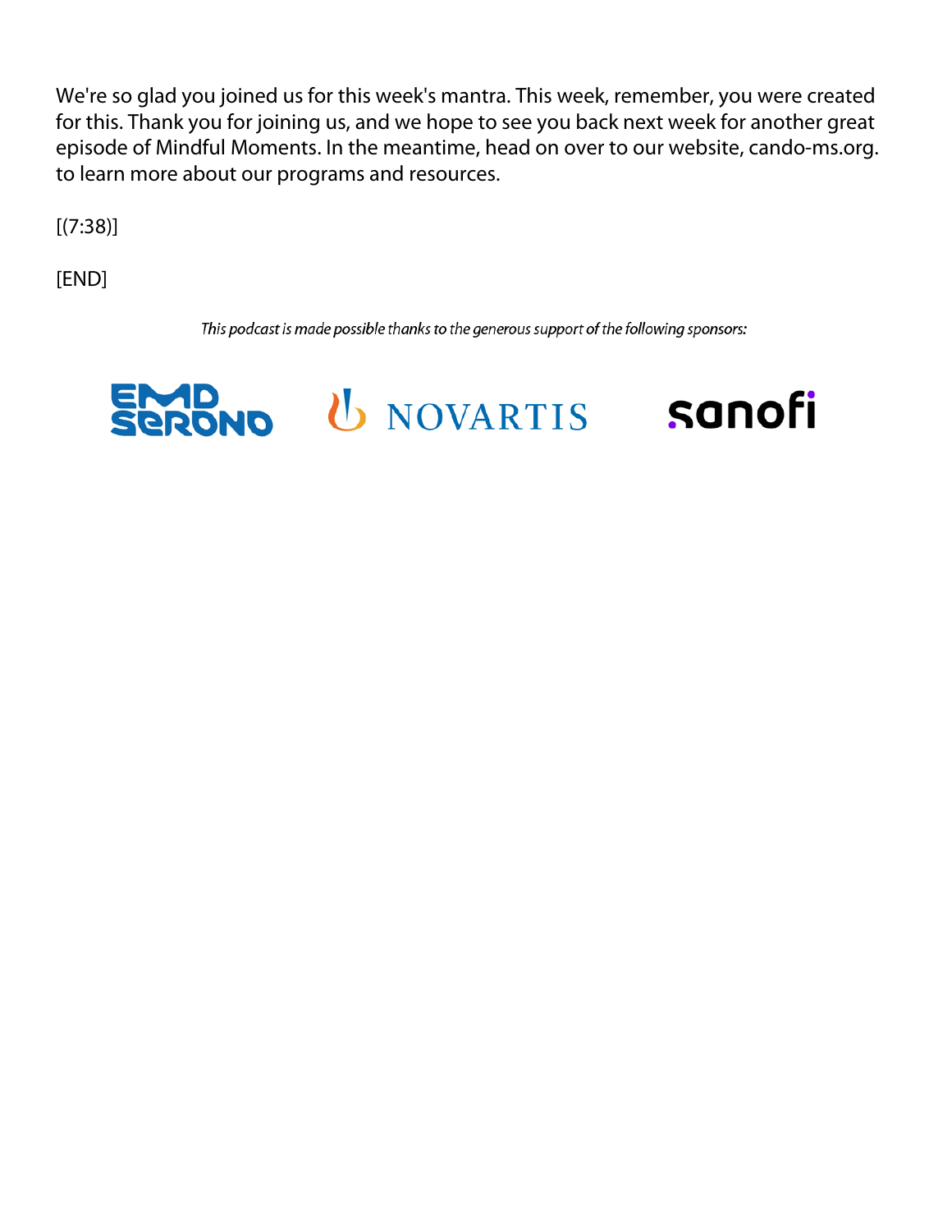We're so glad you joined us for this week's mantra. This week, remember, you were created for this. Thank you for joining us, and we hope to see you back next week for another great episode of Mindful Moments. In the meantime, head on over to our website, cando-ms.org. to learn more about our programs and resources.

[(7:38)]

[END]

*This podcast is made possible thanks to the generous support of the following sponsors:*

EMD SERONO NOVARTIS sanofi